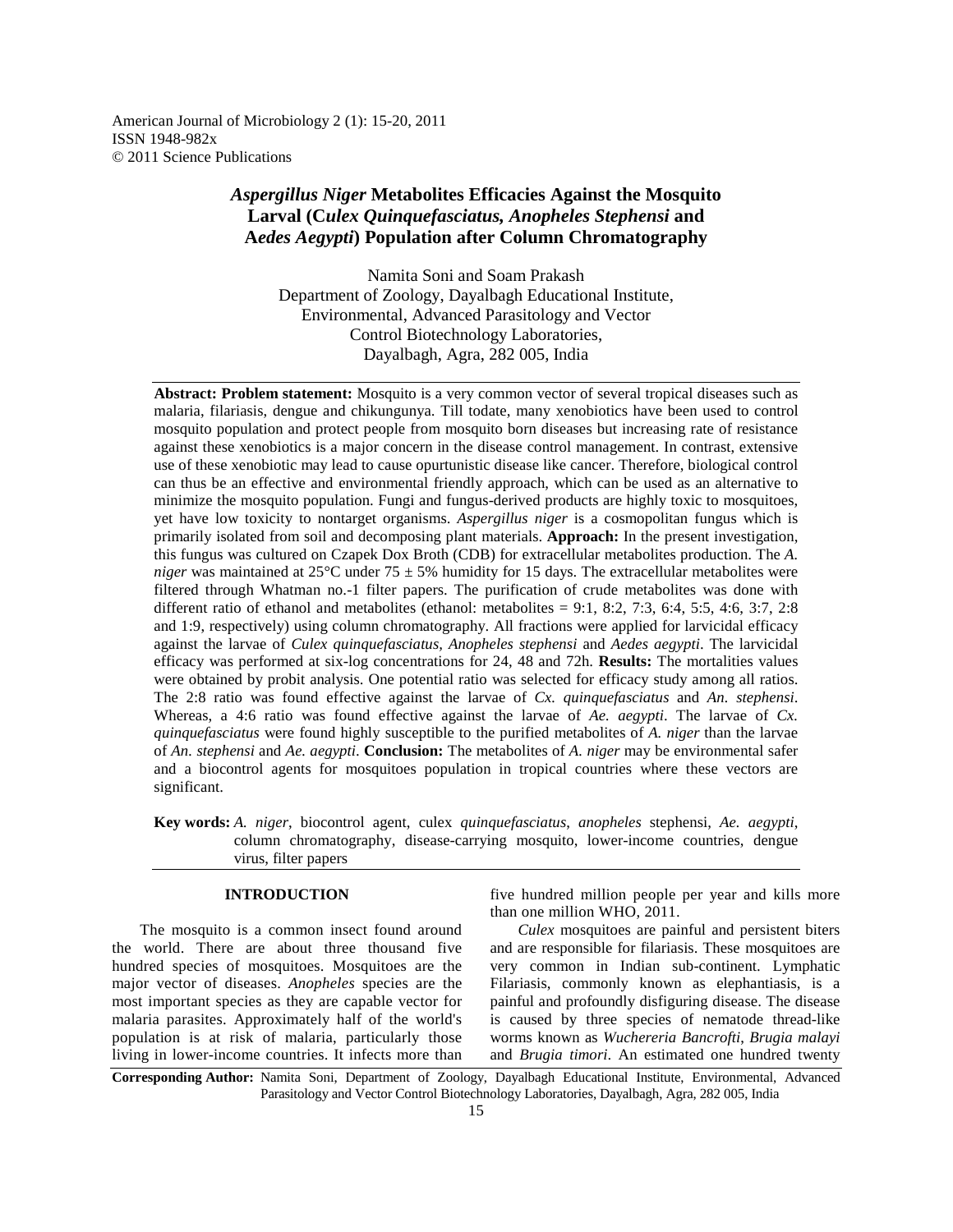American Journal of Microbiology 2 (1): 15-20, 2011
ISSN 1948-982x
© 2011 Science Publications

# *Aspergillus Niger* Metabolites Efficacies Against the Mosquito Larval (C*ulex Quinquefasciatus, Anopheles Stephensi* and A*edes Aegypti*) Population after Column Chromatography

Namita Soni and Soam Prakash
Department of Zoology, Dayalbagh Educational Institute,
Environmental, Advanced Parasitology and Vector
Control Biotechnology Laboratories,
Dayalbagh, Agra, 282 005, India

**Abstract: Problem statement:** Mosquito is a very common vector of several tropical diseases such as malaria, filariasis, dengue and chikungunya. Till todate, many xenobiotics have been used to control mosquito population and protect people from mosquito born diseases but increasing rate of resistance against these xenobiotics is a major concern in the disease control management. In contrast, extensive use of these xenobiotic may lead to cause opurtunistic disease like cancer. Therefore, biological control can thus be an effective and environmental friendly approach, which can be used as an alternative to minimize the mosquito population. Fungi and fungus-derived products are highly toxic to mosquitoes, yet have low toxicity to nontarget organisms. *Aspergillus niger* is a cosmopolitan fungus which is primarily isolated from soil and decomposing plant materials. **Approach:** In the present investigation, this fungus was cultured on Czapek Dox Broth (CDB) for extracellular metabolites production. The *A. niger* was maintained at 25°C under 75 ± 5% humidity for 15 days. The extracellular metabolites were filtered through Whatman no.-1 filter papers. The purification of crude metabolites was done with different ratio of ethanol and metabolites (ethanol: metabolites = 9:1, 8:2, 7:3, 6:4, 5:5, 4:6, 3:7, 2:8 and 1:9, respectively) using column chromatography. All fractions were applied for larvicidal efficacy against the larvae of *Culex quinquefasciatus, Anopheles stephensi* and *Aedes aegypti*. The larvicidal efficacy was performed at six-log concentrations for 24, 48 and 72h. **Results:** The mortalities values were obtained by probit analysis. One potential ratio was selected for efficacy study among all ratios. The 2:8 ratio was found effective against the larvae of *Cx. quinquefasciatus* and *An. stephensi*. Whereas, a 4:6 ratio was found effective against the larvae of *Ae. aegypti*. The larvae of *Cx. quinquefasciatus* were found highly susceptible to the purified metabolites of *A. niger* than the larvae of *An. stephensi* and *Ae. aegypti*. **Conclusion:** The metabolites of *A. niger* may be environmental safer and a biocontrol agents for mosquitoes population in tropical countries where these vectors are significant.

**Key words:** *A. niger*, biocontrol agent, culex *quinquefasciatus*, *anopheles* stephensi, *Ae. aegypti*, column chromatography, disease-carrying mosquito, lower-income countries, dengue virus, filter papers

## INTRODUCTION

The mosquito is a common insect found around the world. There are about three thousand five hundred species of mosquitoes. Mosquitoes are the major vector of diseases. *Anopheles* species are the most important species as they are capable vector for malaria parasites. Approximately half of the world's population is at risk of malaria, particularly those living in lower-income countries. It infects more than five hundred million people per year and kills more than one million WHO, 2011.

*Culex* mosquitoes are painful and persistent biters and are responsible for filariasis. These mosquitoes are very common in Indian sub-continent. Lymphatic Filariasis, commonly known as elephantiasis, is a painful and profoundly disfiguring disease. The disease is caused by three species of nematode thread-like worms known as *Wuchereria Bancrofti*, *Brugia malayi* and *Brugia timori*. An estimated one hundred twenty

**Corresponding Author:** Namita Soni, Department of Zoology, Dayalbagh Educational Institute, Environmental, Advanced Parasitology and Vector Control Biotechnology Laboratories, Dayalbagh, Agra, 282 005, India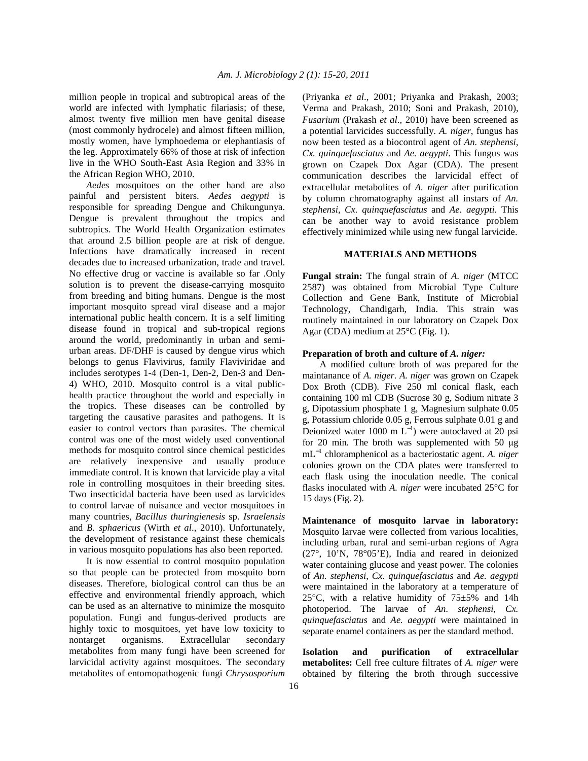million people in tropical and subtropical areas of the world are infected with lymphatic filariasis; of these, almost twenty five million men have genital disease (most commonly hydrocele) and almost fifteen million, mostly women, have lymphoedema or elephantiasis of the leg. Approximately 66% of those at risk of infection live in the WHO South-East Asia Region and 33% in the African Region WHO, 2010.

*Aedes* mosquitoes on the other hand are also painful and persistent biters. *Aedes aegypti* is responsible for spreading Dengue and Chikungunya. Dengue is prevalent throughout the tropics and subtropics. The World Health Organization estimates that around 2.5 billion people are at risk of dengue. Infections have dramatically increased in recent decades due to increased urbanization, trade and travel. No effective drug or vaccine is available so far .Only solution is to prevent the disease-carrying mosquito from breeding and biting humans. Dengue is the most important mosquito spread viral disease and a major international public health concern. It is a self limiting disease found in tropical and sub-tropical regions around the world, predominantly in urban and semi-urban areas. DF/DHF is caused by dengue virus which belongs to genus Flavivirus, family Flaviviridae and includes serotypes 1-4 (Den-1, Den-2, Den-3 and Den-4) WHO, 2010. Mosquito control is a vital public-health practice throughout the world and especially in the tropics. These diseases can be controlled by targeting the causative parasites and pathogens. It is easier to control vectors than parasites. The chemical control was one of the most widely used conventional methods for mosquito control since chemical pesticides are relatively inexpensive and usually produce immediate control. It is known that larvicide play a vital role in controlling mosquitoes in their breeding sites. Two insecticidal bacteria have been used as larvicides to control larvae of nuisance and vector mosquitoes in many countries, *Bacillus thuringienesis* sp. *Israelensis* and *B. sphaericus* (Wirth *et al*., 2010). Unfortunately, the development of resistance against these chemicals in various mosquito populations has also been reported.

It is now essential to control mosquito population so that people can be protected from mosquito born diseases. Therefore, biological control can thus be an effective and environmental friendly approach, which can be used as an alternative to minimize the mosquito population. Fungi and fungus-derived products are highly toxic to mosquitoes, yet have low toxicity to nontarget organisms. Extracellular secondary metabolites from many fungi have been screened for larvicidal activity against mosquitoes. The secondary metabolites of entomopathogenic fungi *Chrysosporium* (Priyanka *et al*., 2001; Priyanka and Prakash, 2003; Verma and Prakash, 2010; Soni and Prakash, 2010), *Fusarium* (Prakash *et al*., 2010) have been screened as a potential larvicides successfully. *A. niger*, fungus has now been tested as a biocontrol agent of *An. stephensi, Cx. quinquefasciatus* and *Ae. aegypti*. This fungus was grown on Czapek Dox Agar (CDA). The present communication describes the larvicidal effect of extracellular metabolites of *A. niger* after purification by column chromatography against all instars of *An. stephensi, Cx. quinquefasciatus* and *Ae. aegypti.* This can be another way to avoid resistance problem effectively minimized while using new fungal larvicide.

## MATERIALS AND METHODS

**Fungal strain:** The fungal strain of *A. niger* (MTCC 2587) was obtained from Microbial Type Culture Collection and Gene Bank, Institute of Microbial Technology, Chandigarh, India. This strain was routinely maintained in our laboratory on Czapek Dox Agar (CDA) medium at 25°C (Fig. 1).

**Preparation of broth and culture of *A. niger:***
A modified culture broth of was prepared for the maintanance of *A. niger*. *A. niger* was grown on Czapek Dox Broth (CDB). Five 250 ml conical flask, each containing 100 ml CDB (Sucrose 30 g, Sodium nitrate 3 g, Dipotassium phosphate 1 g, Magnesium sulphate 0.05 g, Potassium chloride 0.05 g, Ferrous sulphate 0.01 g and Deionized water 1000 m $L^{-1}$) were autoclaved at 20 psi for 20 min. The broth was supplemented with 50 μg $mL^{-1}$ chloramphenicol as a bacteriostatic agent. *A. niger* colonies grown on the CDA plates were transferred to each flask using the inoculation needle. The conical flasks inoculated with *A. niger* were incubated 25°C for 15 days (Fig. 2).

**Maintenance of mosquito larvae in laboratory:** Mosquito larvae were collected from various localities, including urban, rural and semi-urban regions of Agra (27°, 10'N, 78°05'E), India and reared in deionized water containing glucose and yeast power. The colonies of *An. stephensi, Cx. quinquefasciatus* and *Ae. aegypti* were maintained in the laboratory at a temperature of 25°C, with a relative humidity of 75±5% and 14h photoperiod. The larvae of *An. stephensi, Cx. quinquefasciatus* and *Ae. aegypti* were maintained in separate enamel containers as per the standard method.

**Isolation and purification of extracellular metabolites:** Cell free culture filtrates of *A. niger* were obtained by filtering the broth through successive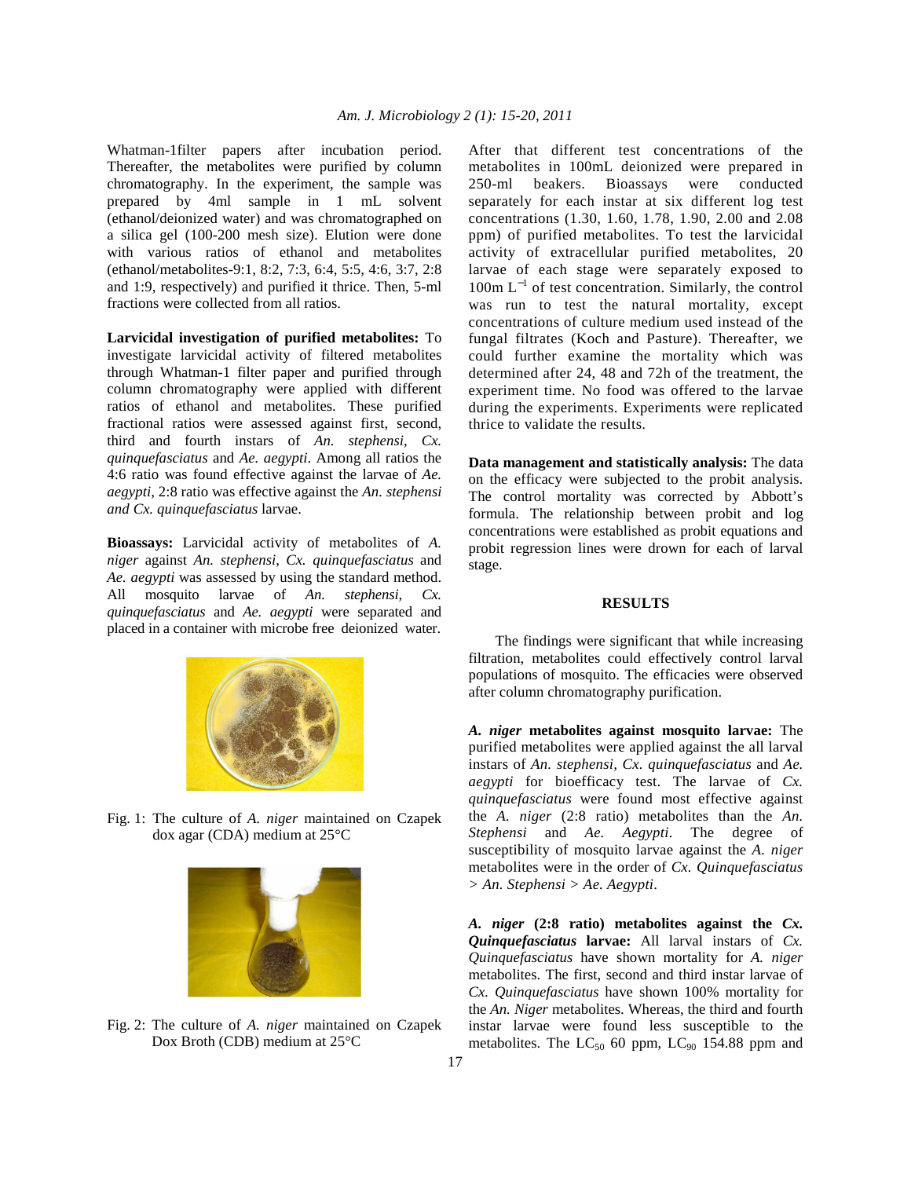Whatman-1filter papers after incubation period. Thereafter, the metabolites were purified by column chromatography. In the experiment, the sample was prepared by 4ml sample in 1 mL solvent (ethanol/deionized water) and was chromatographed on a silica gel (100-200 mesh size). Elution were done with various ratios of ethanol and metabolites (ethanol/metabolites-9:1, 8:2, 7:3, 6:4, 5:5, 4:6, 3:7, 2:8 and 1:9, respectively) and purified it thrice. Then, 5-ml fractions were collected from all ratios.

**Larvicidal investigation of purified metabolites:** To investigate larvicidal activity of filtered metabolites through Whatman-1 filter paper and purified through column chromatography were applied with different ratios of ethanol and metabolites. These purified fractional ratios were assessed against first, second, third and fourth instars of *An. stephensi*, *Cx. quinquefasciatus* and *Ae. aegypti*. Among all ratios the 4:6 ratio was found effective against the larvae of *Ae. aegypti*, 2:8 ratio was effective against the *An. stephensi and Cx. quinquefasciatus* larvae.

**Bioassays:** Larvicidal activity of metabolites of *A. niger* against *An. stephensi*, *Cx. quinquefasciatus* and *Ae. aegypti* was assessed by using the standard method. All mosquito larvae of *An. stephensi*, *Cx. quinquefasciatus* and *Ae. aegypti* were separated and placed in a container with microbe free deionized water.

Fig. 1: The culture of *A. niger* maintained on Czapek dox agar (CDA) medium at 25°C

Fig. 2: The culture of *A. niger* maintained on Czapek Dox Broth (CDB) medium at 25°C

After that different test concentrations of the metabolites in 100mL deionized were prepared in 250-ml beakers. Bioassays were conducted separately for each instar at six different log test concentrations (1.30, 1.60, 1.78, 1.90, 2.00 and 2.08 ppm) of purified metabolites. To test the larvicidal activity of extracellular purified metabolites, 20 larvae of each stage were separately exposed to 100m $L^{-1}$ of test concentration. Similarly, the control was run to test the natural mortality, except concentrations of culture medium used instead of the fungal filtrates (Koch and Pasture). Thereafter, we could further examine the mortality which was determined after 24, 48 and 72h of the treatment, the experiment time. No food was offered to the larvae during the experiments. Experiments were replicated thrice to validate the results.

**Data management and statistically analysis:** The data on the efficacy were subjected to the probit analysis. The control mortality was corrected by Abbott's formula. The relationship between probit and log concentrations were established as probit equations and probit regression lines were drown for each of larval stage.

## RESULTS

The findings were significant that while increasing filtration, metabolites could effectively control larval populations of mosquito. The efficacies were observed after column chromatography purification.

***A. niger* metabolites against mosquito larvae:** The purified metabolites were applied against the all larval instars of *An. stephensi*, *Cx. quinquefasciatus* and *Ae. aegypti* for bioefficacy test. The larvae of *Cx. quinquefasciatus* were found most effective against the *A. niger* (2:8 ratio) metabolites than the *An. Stephensi* and *Ae. Aegypti*. The degree of susceptibility of mosquito larvae against the *A. niger* metabolites were in the order of *Cx. Quinquefasciatus* > *An. Stephensi* > *Ae. Aegypti*.

***A. niger* (2:8 ratio) metabolites against the *Cx. Quinquefasciatus* larvae:** All larval instars of *Cx. Quinquefasciatus* have shown mortality for *A. niger* metabolites. The first, second and third instar larvae of *Cx. Quinquefasciatus* have shown 100% mortality for the *An. Niger* metabolites. Whereas, the third and fourth instar larvae were found less susceptible to the metabolites. The $LC_{50}$ 60 ppm, $LC_{90}$ 154.88 ppm and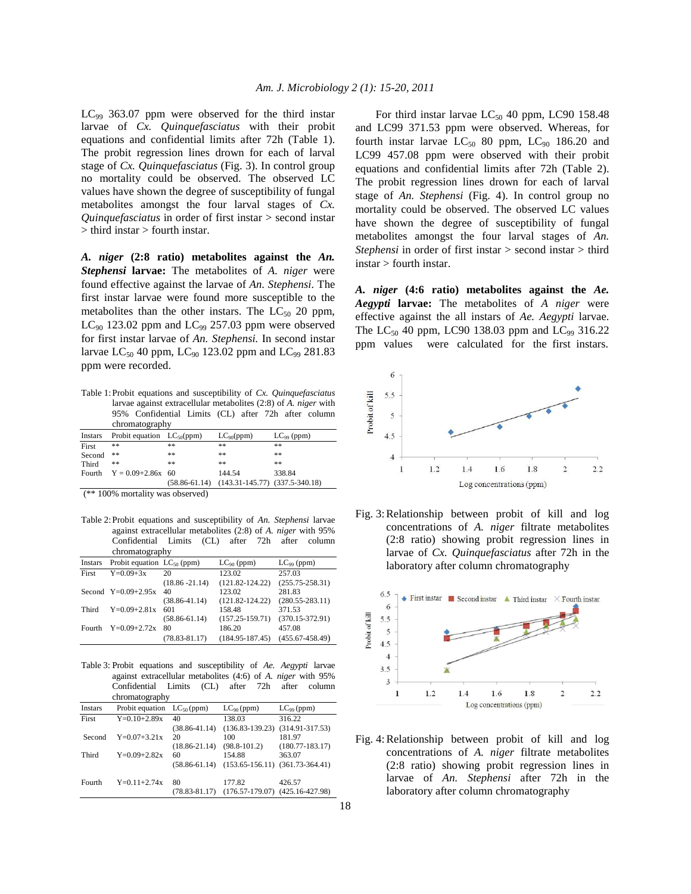$LC_{99}$ 363.07 ppm were observed for the third instar larvae of *Cx. Quinquefasciatus* with their probit equations and confidential limits after 72h (Table 1). The probit regression lines drown for each of larval stage of *Cx. Quinquefasciatus* (Fig. 3). In control group no mortality could be observed. The observed LC values have shown the degree of susceptibility of fungal metabolites amongst the four larval stages of *Cx. Quinquefasciatus* in order of first instar > second instar > third instar > fourth instar.

***A. niger* (2:8 ratio) metabolites against the *An. Stephensi* larvae:** The metabolites of *A. niger* were found effective against the larvae of *An. Stephensi*. The first instar larvae were found more susceptible to the metabolites than the other instars. The $LC_{50}$ 20 ppm, $LC_{90}$ 123.02 ppm and $LC_{99}$ 257.03 ppm were observed for first instar larvae of *An. Stephensi.* In second instar larvae $LC_{50}$ 40 ppm, $LC_{90}$ 123.02 ppm and $LC_{99}$ 281.83 ppm were recorded.

Table 1: Probit equations and susceptibility of *Cx. Quinquefasciatus* larvae against extracellular metabolites (2:8) of *A. niger* with 95% Confidential Limits (CL) after 72h after column chromatography

| Instars | Probit equation | $LC_{50}$(ppm) | $LC_{90}$(ppm) | $LC_{99}$ (ppm) |
|---|---|---|---|---|
| First | ** | ** | ** | ** |
| Second | ** | ** | ** | ** |
| Third | ** | ** | ** | ** |
| Fourth | Y = 0.09+2.86x | 60 (58.86-61.14) | 144.54 (143.31-145.77) | 338.84 (337.5-340.18) |

(** 100% mortality was observed)

Table 2: Probit equations and susceptibility of *An. Stephensi* larvae against extracellular metabolites (2:8) of *A. niger* with 95% Confidential Limits (CL) after 72h after column chromatography

| Instars | Probit equation | $LC_{50}$ (ppm) | $LC_{90}$ (ppm) | $LC_{99}$ (ppm) |
|---|---|---|---|---|
| First | Y=0.09+3x | 20 (18.86 -21.14) | 123.02 (121.82-124.22) | 257.03 (255.75-258.31) |
| Second | Y=0.09+2.95x | 40 (38.86-41.14) | 123.02 (121.82-124.22) | 281.83 (280.55-283.11) |
| Third | Y=0.09+2.81x | 601 (58.86-61.14) | 158.48 (157.25-159.71) | 371.53 (370.15-372.91) |
| Fourth | Y=0.09+2.72x | 80 (78.83-81.17) | 186.20 (184.95-187.45) | 457.08 (455.67-458.49) |

Table 3: Probit equations and susceptibility of *Ae. Aegypti* larvae against extracellular metabolites (4:6) of *A. niger* with 95% Confidential Limits (CL) after 72h after column chromatography

| Instars | Probit equation | $LC_{50}$ (ppm) | $LC_{90}$ (ppm) | $LC_{99}$ (ppm) |
|---|---|---|---|---|
| First | Y=0.10+2.89x | 40 (38.86-41.14) | 138.03 (136.83-139.23) | 316.22 (314.91-317.53) |
| Second | Y=0.07+3.21x | 20 (18.86-21.14) | 100 (98.8-101.2) | 181.97 (180.77-183.17) |
| Third | Y=0.09+2.82x | 60 (58.86-61.14) | 154.88 (153.65-156.11) | 363.07 (361.73-364.41) |
| Fourth | Y=0.11+2.74x | 80 (78.83-81.17) | 177.82 (176.57-179.07) | 426.57 (425.16-427.98) |

For third instar larvae $LC_{50}$ 40 ppm, LC90 158.48 and LC99 371.53 ppm were observed. Whereas, for fourth instar larvae $LC_{50}$ 80 ppm, $LC_{90}$ 186.20 and LC99 457.08 ppm were observed with their probit equations and confidential limits after 72h (Table 2). The probit regression lines drawn for each of larval stage of *An. Stephensi* (Fig. 4). In control group no mortality could be observed. The observed LC values have shown the degree of susceptibility of fungal metabolites amongst the four larval stages of *An. Stephensi* in order of first instar > second instar > third instar > fourth instar.

***A. niger* (4:6 ratio) metabolites against the *Ae. Aegypti* larvae:** The metabolites of *A niger* were effective against the all instars of *Ae. Aegypti* larvae. The $LC_{50}$ 40 ppm, LC90 138.03 ppm and $LC_{99}$ 316.22 ppm values were calculated for the first instars.

Fig. 3: Relationship between probit of kill and log concentrations of *A. niger* filtrate metabolites (2:8 ratio) showing probit regression lines in larvae of *Cx. Quinquefasciatus* after 72h in the laboratory after column chromatography

Fig. 4: Relationship between probit of kill and log concentrations of *A. niger* filtrate metabolites (2:8 ratio) showing probit regression lines in larvae of *An. Stephensi* after 72h in the laboratory after column chromatography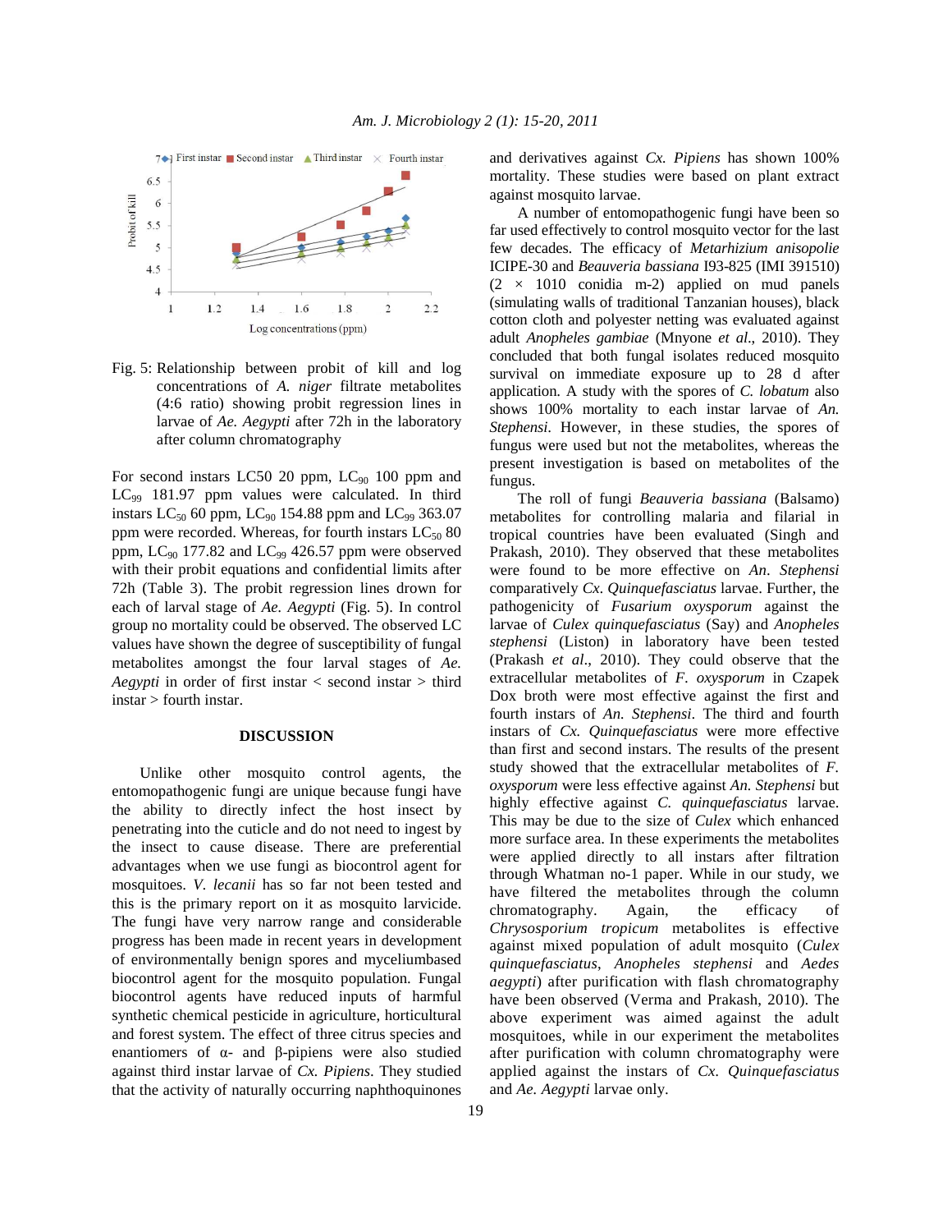Fig. 5: Relationship between probit of kill and log concentrations of *A. niger* filtrate metabolites (4:6 ratio) showing probit regression lines in larvae of *Ae. Aegypti* after 72h in the laboratory after column chromatography

For second instars LC50 20 ppm, $LC_{90}$ 100 ppm and $LC_{99}$ 181.97 ppm values were calculated. In third instars $LC_{50}$ 60 ppm, $LC_{90}$ 154.88 ppm and $LC_{99}$ 363.07 ppm were recorded. Whereas, for fourth instars $LC_{50}$ 80 ppm, $LC_{90}$ 177.82 and $LC_{99}$ 426.57 ppm were observed with their probit equations and confidential limits after 72h (Table 3). The probit regression lines drawn for each of larval stage of *Ae. Aegypti* (Fig. 5). In control group no mortality could be observed. The observed LC values have shown the degree of susceptibility of fungal metabolites amongst the four larval stages of *Ae. Aegypti* in order of first instar < second instar > third instar > fourth instar.

## DISCUSSION

Unlike other mosquito control agents, the entomopathogenic fungi are unique because fungi have the ability to directly infect the host insect by penetrating into the cuticle and do not need to ingest by the insect to cause disease. There are preferential advantages when we use fungi as biocontrol agent for mosquitoes. *V. lecanii* has so far not been tested and this is the primary report on it as mosquito larvicide. The fungi have very narrow range and considerable progress has been made in recent years in development of environmentally benign spores and myceliumbased biocontrol agent for the mosquito population. Fungal biocontrol agents have reduced inputs of harmful synthetic chemical pesticide in agriculture, horticultural and forest system. The effect of three citrus species and enantiomers of α- and β-pipiens were also studied against third instar larvae of *Cx. Pipiens*. They studied that the activity of naturally occurring naphthoquinones and derivatives against *Cx. Pipiens* has shown 100% mortality. These studies were based on plant extract against mosquito larvae.

A number of entomopathogenic fungi have been so far used effectively to control mosquito vector for the last few decades. The efficacy of *Metarhizium anisopolie* ICIPE-30 and *Beauveria bassiana* I93-825 (IMI 391510) (2 × 1010 conidia m-2) applied on mud panels (simulating walls of traditional Tanzanian houses), black cotton cloth and polyester netting was evaluated against adult *Anopheles gambiae* (Mnyone *et al*., 2010). They concluded that both fungal isolates reduced mosquito survival on immediate exposure up to 28 d after application. A study with the spores of *C. lobatum* also shows 100% mortality to each instar larvae of *An. Stephensi*. However, in these studies, the spores of fungus were used but not the metabolites, whereas the present investigation is based on metabolites of the fungus.

The roll of fungi *Beauveria bassiana* (Balsamo) metabolites for controlling malaria and filarial in tropical countries have been evaluated (Singh and Prakash, 2010). They observed that these metabolites were found to be more effective on *An. Stephensi* comparatively *Cx. Quinquefasciatus* larvae. Further, the pathogenicity of *Fusarium oxysporum* against the larvae of *Culex quinquefasciatus* (Say) and *Anopheles stephensi* (Liston) in laboratory have been tested (Prakash *et al*., 2010). They could observe that the extracellular metabolites of *F. oxysporum* in Czapek Dox broth were most effective against the first and fourth instars of *An. Stephensi*. The third and fourth instars of *Cx. Quinquefasciatus* were more effective than first and second instars. The results of the present study showed that the extracellular metabolites of *F. oxysporum* were less effective against *An. Stephensi* but highly effective against *C. quinquefasciatus* larvae. This may be due to the size of *Culex* which enhanced more surface area. In these experiments the metabolites were applied directly to all instars after filtration through Whatman no.1 paper. While in our study, we have filtered the metabolites through the column chromatography. Again, the efficacy of *Chrysosporium tropicum* metabolites is effective against mixed population of adult mosquito (*Culex quinquefasciatus*, *Anopheles stephensi* and *Aedes aegypti*) after purification with flash chromatography have been observed (Verma and Prakash, 2010). The above experiment was aimed against the adult mosquitoes, while in our experiment the metabolites after purification with column chromatography were applied against the instars of *Cx. Quinquefasciatus* and *Ae. Aegypti* larvae only.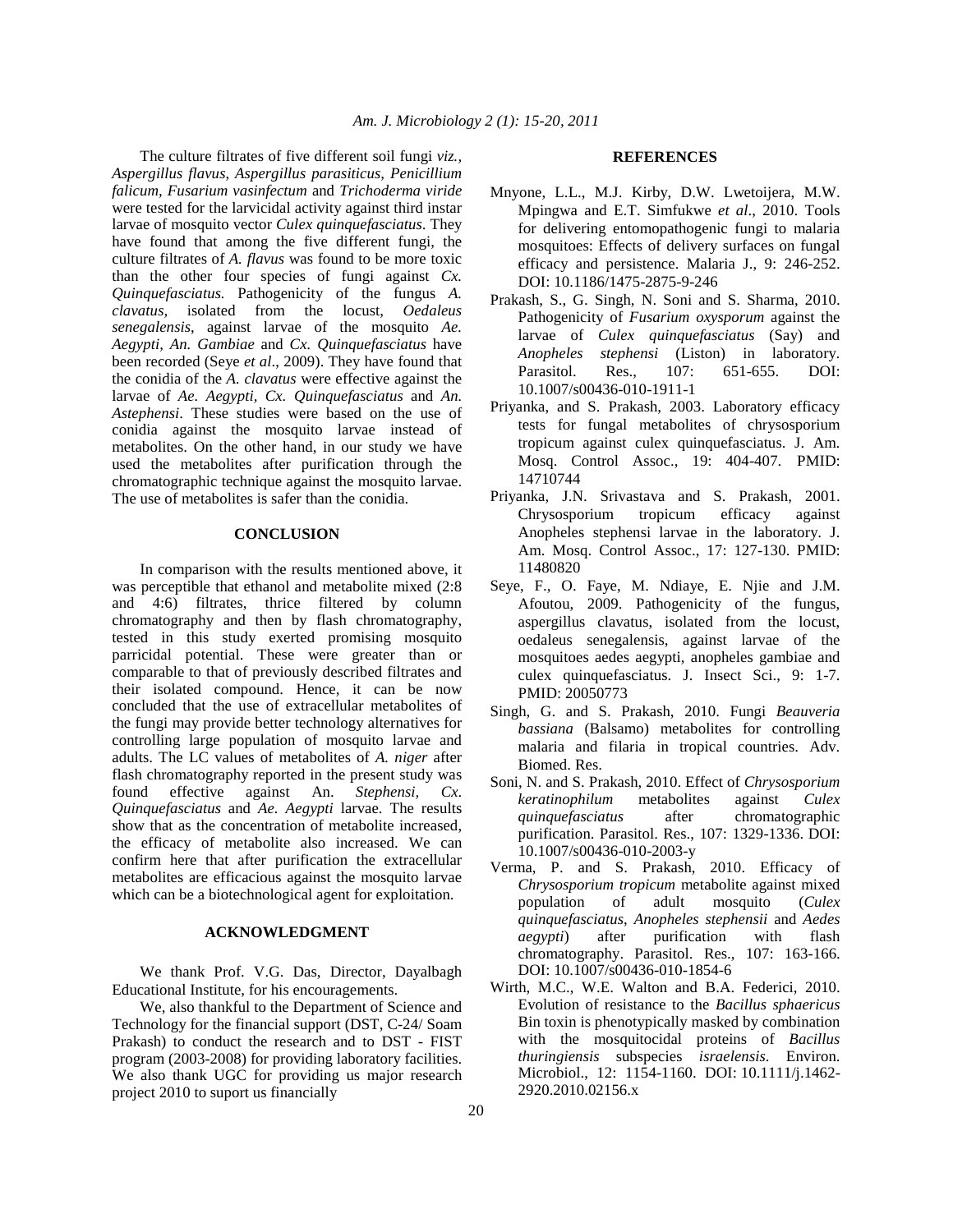The culture filtrates of five different soil fungi *viz., Aspergillus flavus*, *Aspergillus parasiticus*, *Penicillium falicum*, *Fusarium vasinfectum* and *Trichoderma viride* were tested for the larvicidal activity against third instar larvae of mosquito vector *Culex quinquefasciatus*. They have found that among the five different fungi, the culture filtrates of *A. flavus* was found to be more toxic than the other four species of fungi against *Cx. Quinquefasciatus.* Pathogenicity of the fungus *A. clavatus,* isolated from the locust, *Oedaleus senegalensis*, against larvae of the mosquito *Ae. Aegypti, An. Gambiae* and *Cx. Quinquefasciatus* have been recorded (Seye *et al*., 2009). They have found that the conidia of the *A. clavatus* were effective against the larvae of *Ae. Aegypti*, *Cx. Quinquefasciatus* and *An. Astephensi*. These studies were based on the use of conidia against the mosquito larvae instead of metabolites. On the other hand, in our study we have used the metabolites after purification through the chromatographic technique against the mosquito larvae. The use of metabolites is safer than the conidia.

## CONCLUSION

In comparison with the results mentioned above, it was perceptible that ethanol and metabolite mixed (2:8 and 4:6) filtrates, thrice filtered by column chromatography and then by flash chromatography, tested in this study exerted promising mosquito parricidal potential. These were greater than or comparable to that of previously described filtrates and their isolated compound. Hence, it can be now concluded that the use of extracellular metabolites of the fungi may provide better technology alternatives for controlling large population of mosquito larvae and adults. The LC values of metabolites of *A. niger* after flash chromatography reported in the present study was found effective against An. *Stephensi, Cx. Quinquefasciatus* and *Ae. Aegypti* larvae. The results show that as the concentration of metabolite increased, the efficacy of metabolite also increased. We can confirm here that after purification the extracellular metabolites are efficacious against the mosquito larvae which can be a biotechnological agent for exploitation.

## ACKNOWLEDGMENT

We thank Prof. V.G. Das, Director, Dayalbagh Educational Institute, for his encouragements.

We, also thankful to the Department of Science and Technology for the financial support (DST, C-24/ Soam Prakash) to conduct the research and to DST - FIST program (2003-2008) for providing laboratory facilities. We also thank UGC for providing us major research project 2010 to suport us financially

## REFERENCES

Mnyone, L.L., M.J. Kirby, D.W. Lwetoijera, M.W. Mpingwa and E.T. Simfukwe *et al*., 2010. Tools for delivering entomopathogenic fungi to malaria mosquitoes: Effects of delivery surfaces on fungal efficacy and persistence. Malaria J., 9: 246-252. DOI: 10.1186/1475-2875-9-246

Prakash, S., G. Singh, N. Soni and S. Sharma, 2010. Pathogenicity of *Fusarium oxysporum* against the larvae of *Culex quinquefasciatus* (Say) and *Anopheles stephensi* (Liston) in laboratory. Parasitol. Res., 107: 651-655. DOI: 10.1007/s00436-010-1911-1

Priyanka, and S. Prakash, 2003. Laboratory efficacy tests for fungal metabolites of chrysosporium tropicum against culex quinquefasciatus. J. Am. Mosq. Control Assoc., 19: 404-407. PMID: 14710744

Priyanka, J.N. Srivastava and S. Prakash, 2001. Chrysosporium tropicum efficacy against Anopheles stephensi larvae in the laboratory. J. Am. Mosq. Control Assoc., 17: 127-130. PMID: 11480820

Seye, F., O. Faye, M. Ndiaye, E. Njie and J.M. Afoutou, 2009. Pathogenicity of the fungus, aspergillus clavatus, isolated from the locust, oedaleus senegalensis, against larvae of the mosquitoes aedes aegypti, anopheles gambiae and culex quinquefasciatus. J. Insect Sci., 9: 1-7. PMID: 20050773

Singh, G. and S. Prakash, 2010. Fungi *Beauveria bassiana* (Balsamo) metabolites for controlling malaria and filaria in tropical countries. Adv. Biomed. Res.

Soni, N. and S. Prakash, 2010. Effect of *Chrysosporium keratinophilum* metabolites against *Culex quinquefasciatus* after chromatographic purification. Parasitol. Res., 107: 1329-1336. DOI: 10.1007/s00436-010-2003-y

Verma, P. and S. Prakash, 2010. Efficacy of *Chrysosporium tropicum* metabolite against mixed population of adult mosquito (*Culex quinquefasciatus*, *Anopheles stephensii* and *Aedes aegypti*) after purification with flash chromatography. Parasitol. Res., 107: 163-166. DOI: 10.1007/s00436-010-1854-6

Wirth, M.C., W.E. Walton and B.A. Federici, 2010. Evolution of resistance to the *Bacillus sphaericus* Bin toxin is phenotypically masked by combination with the mosquitocidal proteins of *Bacillus thuringiensis* subspecies *israelensis*. Environ. Microbiol., 12: 1154-1160. DOI: 10.1111/j.1462-2920.2010.02156.x